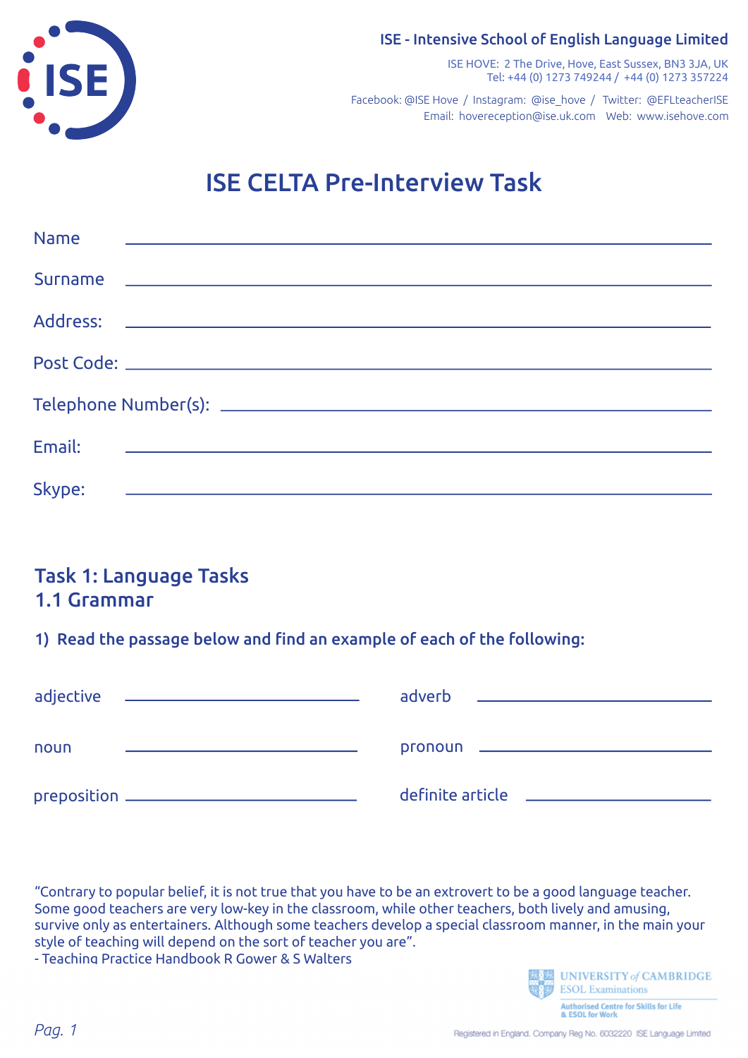ISE - Intensive School of English Language Limited

ISE HOVE: 2 The Drive, Hove, East Sussex, BN3 3JA, UK
Tel: +44 (0) 1273 749244 / +44 (0) 1273 357224

Facebook: @ISE Hove / Instagram: @ise_hove / Twitter: @EFLteacherISE
Email: hovereception@ise.uk.com Web: www.isehove.com

# ISE CELTA Pre-Interview Task

Name ______________________________

Surname ______________________________

Address: ______________________________

Post Code: ______________________________

Telephone Number(s): ______________________________

Email: ______________________________

Skype: ______________________________

## Task 1: Language Tasks
## 1.1 Grammar

### 1) Read the passage below and find an example of each of the following:

adjective ____________________ adverb ____________________

noun ____________________ pronoun ____________________

preposition ____________________ definite article ____________________

"Contrary to popular belief, it is not true that you have to be an extrovert to be a good language teacher. Some good teachers are very low-key in the classroom, while other teachers, both lively and amusing, survive only as entertainers. Although some teachers develop a special classroom manner, in the main your style of teaching will depend on the sort of teacher you are".
- Teaching Practice Handbook R Gower & S Walters

UNIVERSITY of CAMBRIDGE ESOL Examinations
Authorised Centre for Skills for Life & ESOL for Work

Registered in England. Company Reg No. 6032220 ISE Language Limited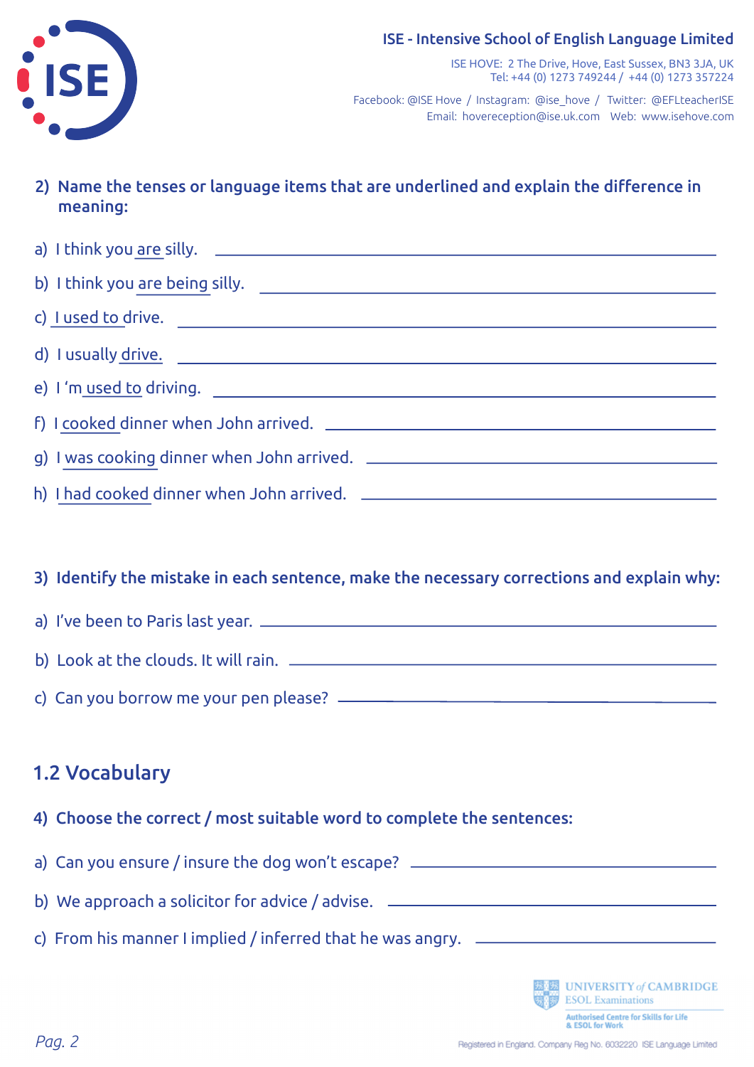**2) Name the tenses or language items that are underlined and explain the difference in meaning:**

a) I think you <u>are</u> silly. \_\_\_\_\_\_\_\_\_\_\_\_\_\_\_\_\_\_\_\_\_\_\_\_\_\_\_\_\_\_\_\_\_\_\_\_\_\_\_\_

b) I think you <u>are being</u> silly. \_\_\_\_\_\_\_\_\_\_\_\_\_\_\_\_\_\_\_\_\_\_\_\_\_\_\_\_\_\_\_\_\_\_\_\_\_\_\_\_

c) <u>I used to</u> drive. \_\_\_\_\_\_\_\_\_\_\_\_\_\_\_\_\_\_\_\_\_\_\_\_\_\_\_\_\_\_\_\_\_\_\_\_\_\_\_\_

d) I usually <u>drive.</u> \_\_\_\_\_\_\_\_\_\_\_\_\_\_\_\_\_\_\_\_\_\_\_\_\_\_\_\_\_\_\_\_\_\_\_\_\_\_\_\_

e) I 'm <u>used to</u> driving. \_\_\_\_\_\_\_\_\_\_\_\_\_\_\_\_\_\_\_\_\_\_\_\_\_\_\_\_\_\_\_\_\_\_\_\_\_\_\_\_

f) I <u>cooked</u> dinner when John arrived. \_\_\_\_\_\_\_\_\_\_\_\_\_\_\_\_\_\_\_\_\_\_\_\_\_\_\_\_\_\_\_\_\_\_\_\_\_\_\_\_

g) I <u>was cooking</u> dinner when John arrived. \_\_\_\_\_\_\_\_\_\_\_\_\_\_\_\_\_\_\_\_\_\_\_\_\_\_\_\_\_\_\_\_\_\_\_\_\_\_\_\_

h) <u>I had cooked</u> dinner when John arrived. \_\_\_\_\_\_\_\_\_\_\_\_\_\_\_\_\_\_\_\_\_\_\_\_\_\_\_\_\_\_\_\_\_\_\_\_\_\_\_\_

**3) Identify the mistake in each sentence, make the necessary corrections and explain why:**

a) I've been to Paris last year. \_\_\_\_\_\_\_\_\_\_\_\_\_\_\_\_\_\_\_\_\_\_\_\_\_\_\_\_\_\_\_\_\_\_\_\_\_\_\_\_

b) Look at the clouds. It will rain. \_\_\_\_\_\_\_\_\_\_\_\_\_\_\_\_\_\_\_\_\_\_\_\_\_\_\_\_\_\_\_\_\_\_\_\_\_\_\_\_

c) Can you borrow me your pen please? \_\_\_\_\_\_\_\_\_\_\_\_\_\_\_\_\_\_\_\_\_\_\_\_\_\_\_\_\_\_\_\_\_\_\_\_\_\_\_\_

## 1.2 Vocabulary

**4) Choose the correct / most suitable word to complete the sentences:**

a) Can you ensure / insure the dog won't escape? \_\_\_\_\_\_\_\_\_\_\_\_\_\_\_\_\_\_\_\_\_\_\_\_\_\_\_\_\_\_\_\_\_\_\_\_\_\_\_\_

b) We approach a solicitor for advice / advise. \_\_\_\_\_\_\_\_\_\_\_\_\_\_\_\_\_\_\_\_\_\_\_\_\_\_\_\_\_\_\_\_\_\_\_\_\_\_\_\_

c) From his manner I implied / inferred that he was angry. \_\_\_\_\_\_\_\_\_\_\_\_\_\_\_\_\_\_\_\_\_\_\_\_\_\_\_\_\_\_\_\_\_\_\_\_\_\_\_\_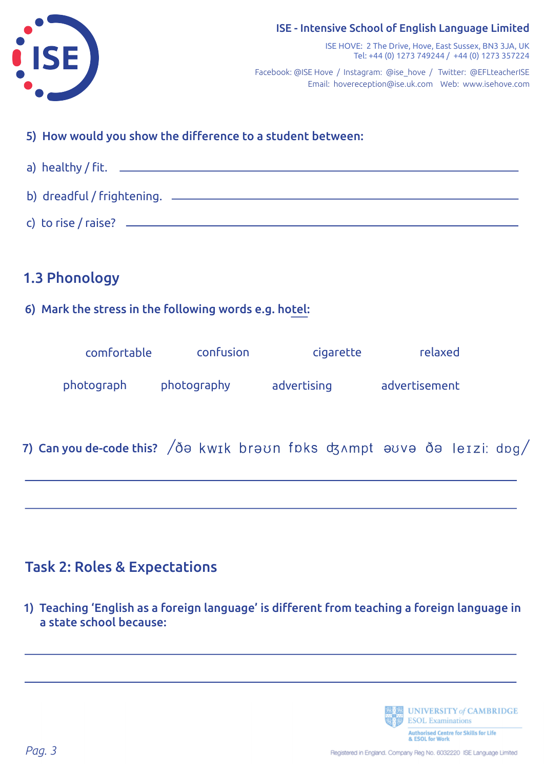5) **How would you show the difference to a student between:**

a) healthy / fit. ______________________________

b) dreadful / frightening. ______________________________

c) to rise / raise? ______________________________

## 1.3 Phonology

6) **Mark the stress in the following words e.g. hotel:**

| comfortable | confusion | cigarette | relaxed |
|---|---|---|---|
| photograph | photography | advertising | advertisement |

7) **Can you de-code this?** /ðə kwɪk brəʊn fɒks dʒʌmpt əʊvə ðə leɪziː dɒg/

______________________________

______________________________

## Task 2: Roles & Expectations

1) **Teaching ‘English as a foreign language’ is different from teaching a foreign language in a state school because:**

______________________________

______________________________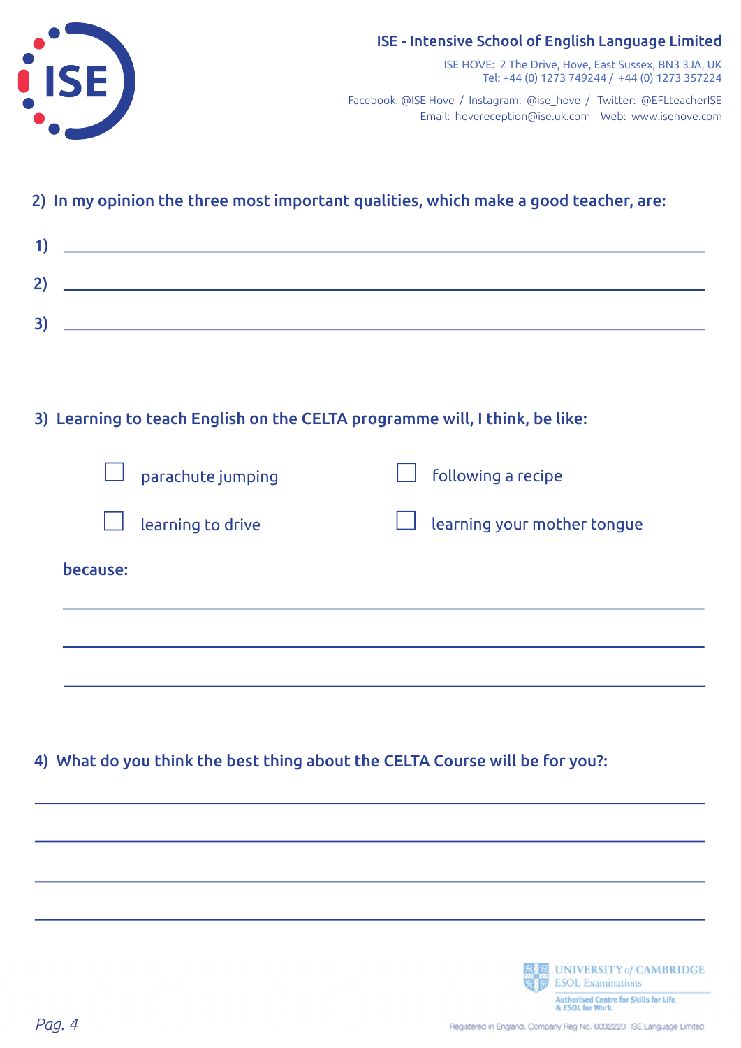ISE - Intensive School of English Language Limited

ISE HOVE: 2 The Drive, Hove, East Sussex, BN3 3JA, UK
Tel: +44 (0) 1273 749244 / +44 (0) 1273 357224

Facebook: @ISE Hove / Instagram: @ise_hove / Twitter: @EFLteacherISE
Email: hovereception@ise.uk.com Web: www.isehove.com

**2) In my opinion the three most important qualities, which make a good teacher, are:**

1) ______________________________________________

2) ______________________________________________

3) ______________________________________________

**3) Learning to teach English on the CELTA programme will, I think, be like:**

- ☐ parachute jumping
- ☐ following a recipe
- ☐ learning to drive
- ☐ learning your mother tongue

**because:**

______________________________________________

______________________________________________

______________________________________________

**4) What do you think the best thing about the CELTA Course will be for you?:**

______________________________________________

______________________________________________

______________________________________________

______________________________________________

UNIVERSITY of CAMBRIDGE ESOL Examinations
Authorised Centre for Skills for Life & ESOL for Work

Registered in England. Company Reg No. 6032220 ISE Language Limited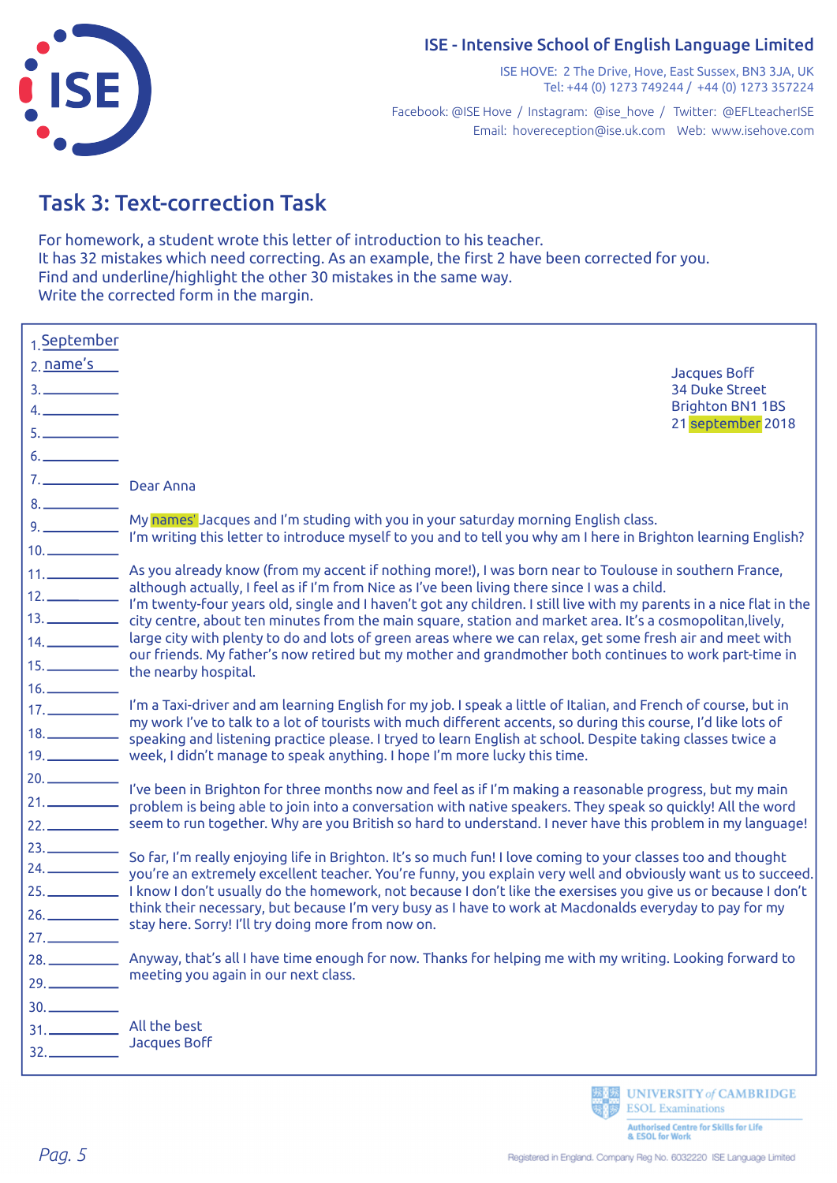ISE - Intensive School of English Language Limited

ISE HOVE: 2 The Drive, Hove, East Sussex, BN3 3JA, UK
Tel: +44 (0) 1273 749244 / +44 (0) 1273 357224

Facebook: @ISE Hove / Instagram: @ise_hove / Twitter: @EFLteacherISE
Email: hovereception@ise.uk.com Web: www.isehove.com

## Task 3: Text-correction Task

For homework, a student wrote this letter of introduction to his teacher.
It has 32 mistakes which need correcting. As an example, the first 2 have been corrected for you.
Find and underline/highlight the other 30 mistakes in the same way.
Write the corrected form in the margin.

1. September
2. name's
3. ______
4. ______
5. ______
6. ______
7. ______
8. ______
9. ______
10. ______
11. ______
12. ______
13. ______
14. ______
15. ______
16. ______
17. ______
18. ______
19. ______
20. ______
21. ______
22. ______
23. ______
24. ______
25. ______
26. ______
27. ______
28. ______
29. ______
30. ______
31. ______
32. ______

Jacques Boff
34 Duke Street
Brighton BN1 1BS
21 september 2018

Dear Anna

My names' Jacques and I'm studing with you in your saturday morning English class.
I'm writing this letter to introduce myself to you and to tell you why am I here in Brighton learning English?

As you already know (from my accent if nothing more!), I was born near to Toulouse in southern France, although actually, I feel as if I'm from Nice as I've been living there since I was a child.
I'm twenty-four years old, single and I haven't got any children. I still live with my parents in a nice flat in the city centre, about ten minutes from the main square, station and market area. It's a cosmopolitan,lively, large city with plenty to do and lots of green areas where we can relax, get some fresh air and meet with our friends. My father's now retired but my mother and grandmother both continues to work part-time in the nearby hospital.

I'm a Taxi-driver and am learning English for my job. I speak a little of Italian, and French of course, but in my work I've to talk to a lot of tourists with much different accents, so during this course, I'd like lots of speaking and listening practice please. I tryed to learn English at school. Despite taking classes twice a week, I didn't manage to speak anything. I hope I'm more lucky this time.

I've been in Brighton for three months now and feel as if I'm making a reasonable progress, but my main problem is being able to join into a conversation with native speakers. They speak so quickly! All the word seem to run together. Why are you British so hard to understand. I never have this problem in my language!

So far, I'm really enjoying life in Brighton. It's so much fun! I love coming to your classes too and thought you're an extremely excellent teacher. You're funny, you explain very well and obviously want us to succeed. I know I don't usually do the homework, not because I don't like the exersises you give us or because I don't think their necessary, but because I'm very busy as I have to work at Macdonalds everyday to pay for my stay here. Sorry! I'll try doing more from now on.

Anyway, that's all I have time enough for now. Thanks for helping me with my writing. Looking forward to meeting you again in our next class.

All the best
Jacques Boff

UNIVERSITY of CAMBRIDGE
ESOL Examinations
Authorised Centre for Skills for Life & ESOL for Work

Registered in England. Company Reg No. 6032220 ISE Language Limited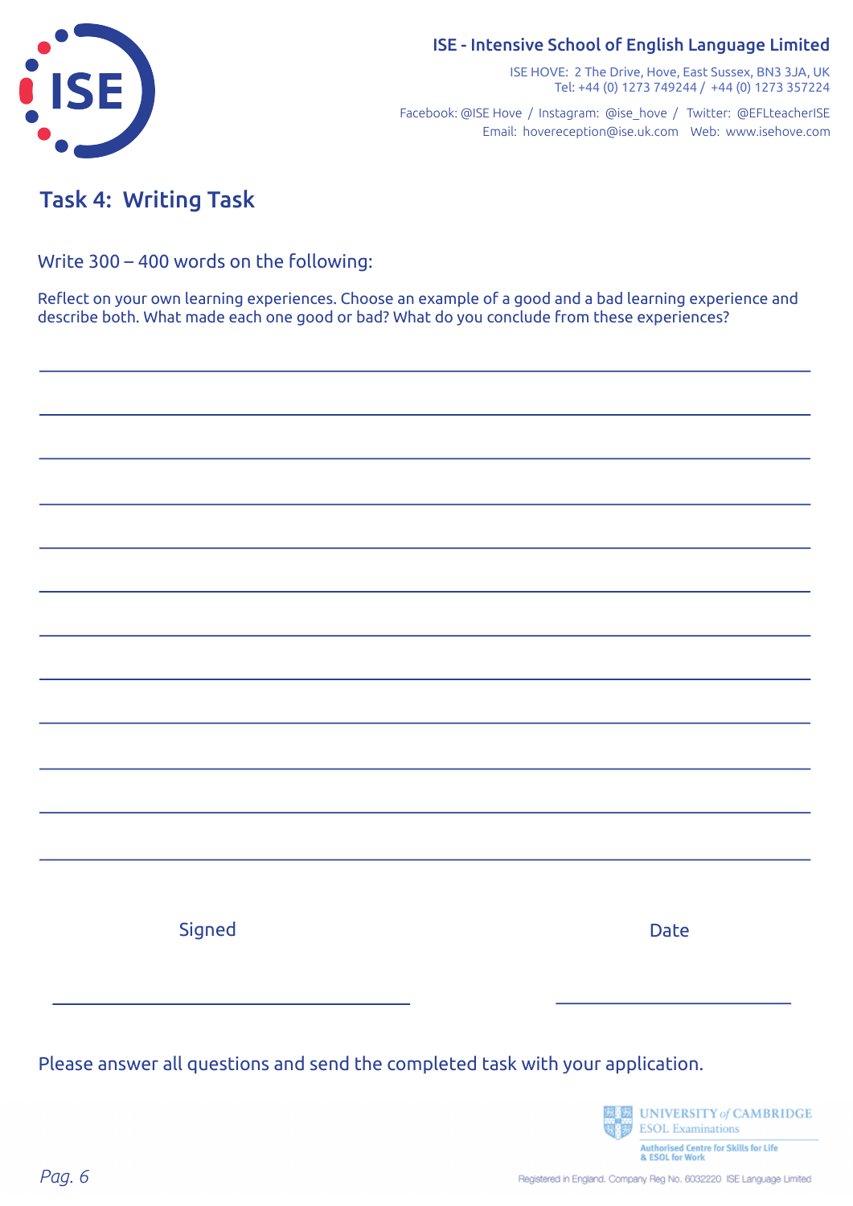ISE - Intensive School of English Language Limited

ISE HOVE: 2 The Drive, Hove, East Sussex, BN3 3JA, UK
Tel: +44 (0) 1273 749244 / +44 (0) 1273 357224

Facebook: @ISE Hove / Instagram: @ise_hove / Twitter: @EFLteacherISE
Email: hovereception@ise.uk.com Web: www.isehove.com

## Task 4: Writing Task

Write 300 – 400 words on the following:

Reflect on your own learning experiences. Choose an example of a good and a bad learning experience and describe both. What made each one good or bad? What do you conclude from these experiences?

Signed ______________________

Date ______________________

Please answer all questions and send the completed task with your application.

UNIVERSITY of CAMBRIDGE ESOL Examinations
Authorised Centre for Skills for Life & ESOL for Work

Registered in England. Company Reg No. 6032220 ISE Language Limited